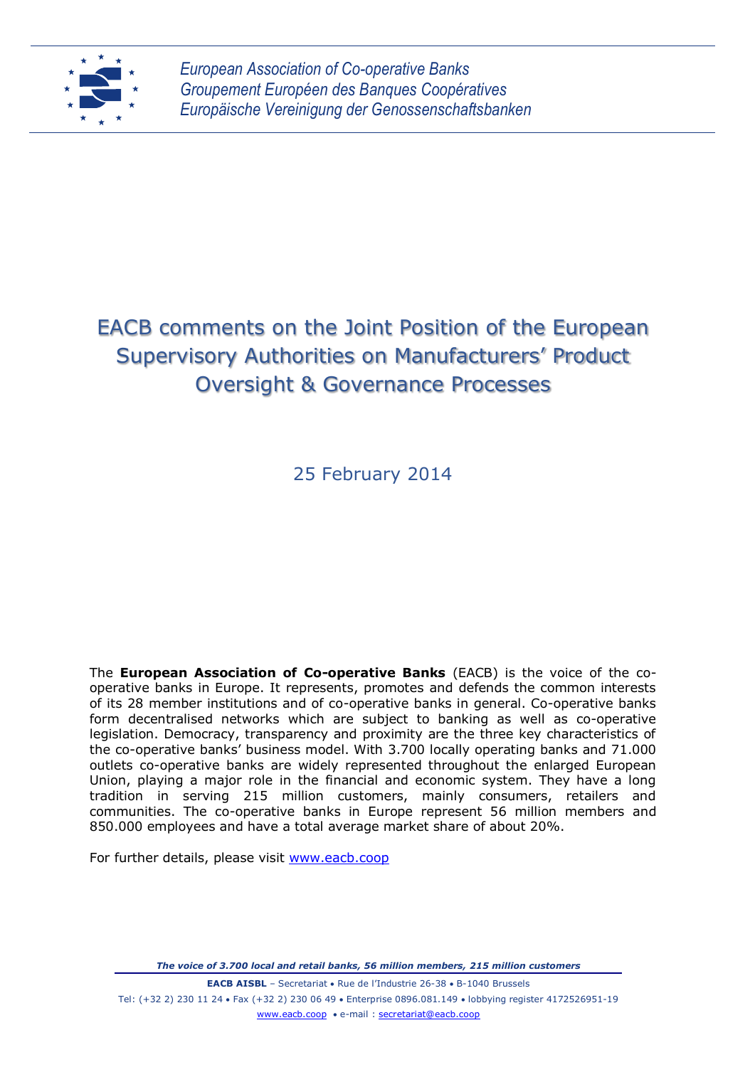*European Association of Co-operative Banks*
*Groupement Européen des Banques Coopératives*
*Europäische Vereinigung der Genossenschaftsbanken*

# EACB comments on the Joint Position of the European Supervisory Authorities on Manufacturers' Product Oversight & Governance Processes

25 February 2014

The **European Association of Co-operative Banks** (EACB) is the voice of the co-operative banks in Europe. It represents, promotes and defends the common interests of its 28 member institutions and of co-operative banks in general. Co-operative banks form decentralised networks which are subject to banking as well as co-operative legislation. Democracy, transparency and proximity are the three key characteristics of the co-operative banks' business model. With 3.700 locally operating banks and 71.000 outlets co-operative banks are widely represented throughout the enlarged European Union, playing a major role in the financial and economic system. They have a long tradition in serving 215 million customers, mainly consumers, retailers and communities. The co-operative banks in Europe represent 56 million members and 850.000 employees and have a total average market share of about 20%.

For further details, please visit www.eacb.coop

***The voice of 3.700 local and retail banks, 56 million members, 215 million customers***

**EACB AISBL** – Secretariat • Rue de l'Industrie 26-38 • B-1040 Brussels
Tel: (+32 2) 230 11 24 • Fax (+32 2) 230 06 49 • Enterprise 0896.081.149 • lobbying register 4172526951-19
www.eacb.coop • e-mail : secretariat@eacb.coop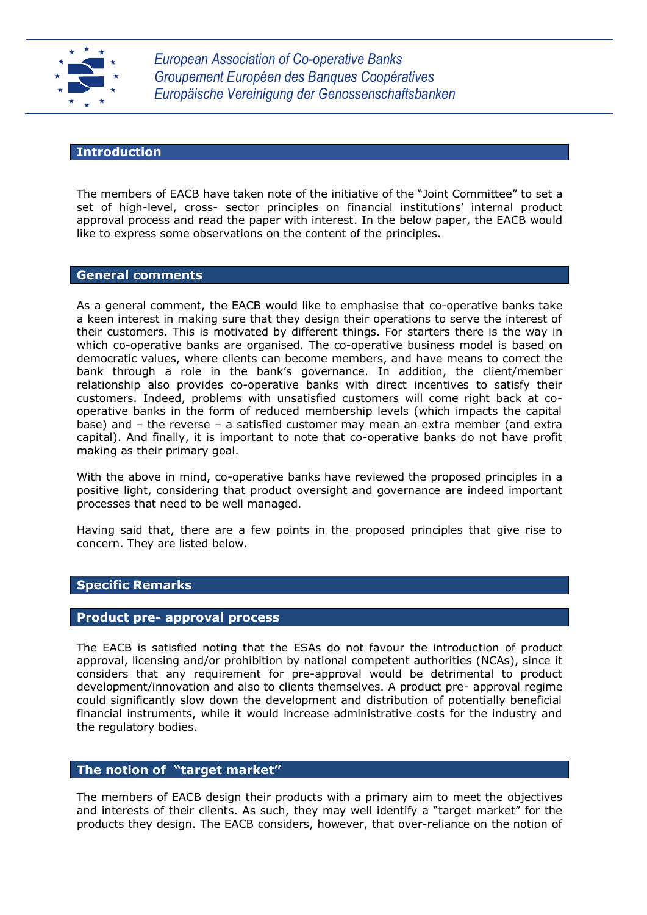## Introduction

The members of EACB have taken note of the initiative of the "Joint Committee" to set a set of high-level, cross- sector principles on financial institutions' internal product approval process and read the paper with interest. In the below paper, the EACB would like to express some observations on the content of the principles.

## General comments

As a general comment, the EACB would like to emphasise that co-operative banks take a keen interest in making sure that they design their operations to serve the interest of their customers. This is motivated by different things. For starters there is the way in which co-operative banks are organised. The co-operative business model is based on democratic values, where clients can become members, and have means to correct the bank through a role in the bank's governance. In addition, the client/member relationship also provides co-operative banks with direct incentives to satisfy their customers. Indeed, problems with unsatisfied customers will come right back at co-operative banks in the form of reduced membership levels (which impacts the capital base) and – the reverse – a satisfied customer may mean an extra member (and extra capital). And finally, it is important to note that co-operative banks do not have profit making as their primary goal.

With the above in mind, co-operative banks have reviewed the proposed principles in a positive light, considering that product oversight and governance are indeed important processes that need to be well managed.

Having said that, there are a few points in the proposed principles that give rise to concern. They are listed below.

## Specific Remarks

### Product pre- approval process

The EACB is satisfied noting that the ESAs do not favour the introduction of product approval, licensing and/or prohibition by national competent authorities (NCAs), since it considers that any requirement for pre-approval would be detrimental to product development/innovation and also to clients themselves. A product pre- approval regime could significantly slow down the development and distribution of potentially beneficial financial instruments, while it would increase administrative costs for the industry and the regulatory bodies.

### The notion of "target market"

The members of EACB design their products with a primary aim to meet the objectives and interests of their clients. As such, they may well identify a "target market" for the products they design. The EACB considers, however, that over-reliance on the notion of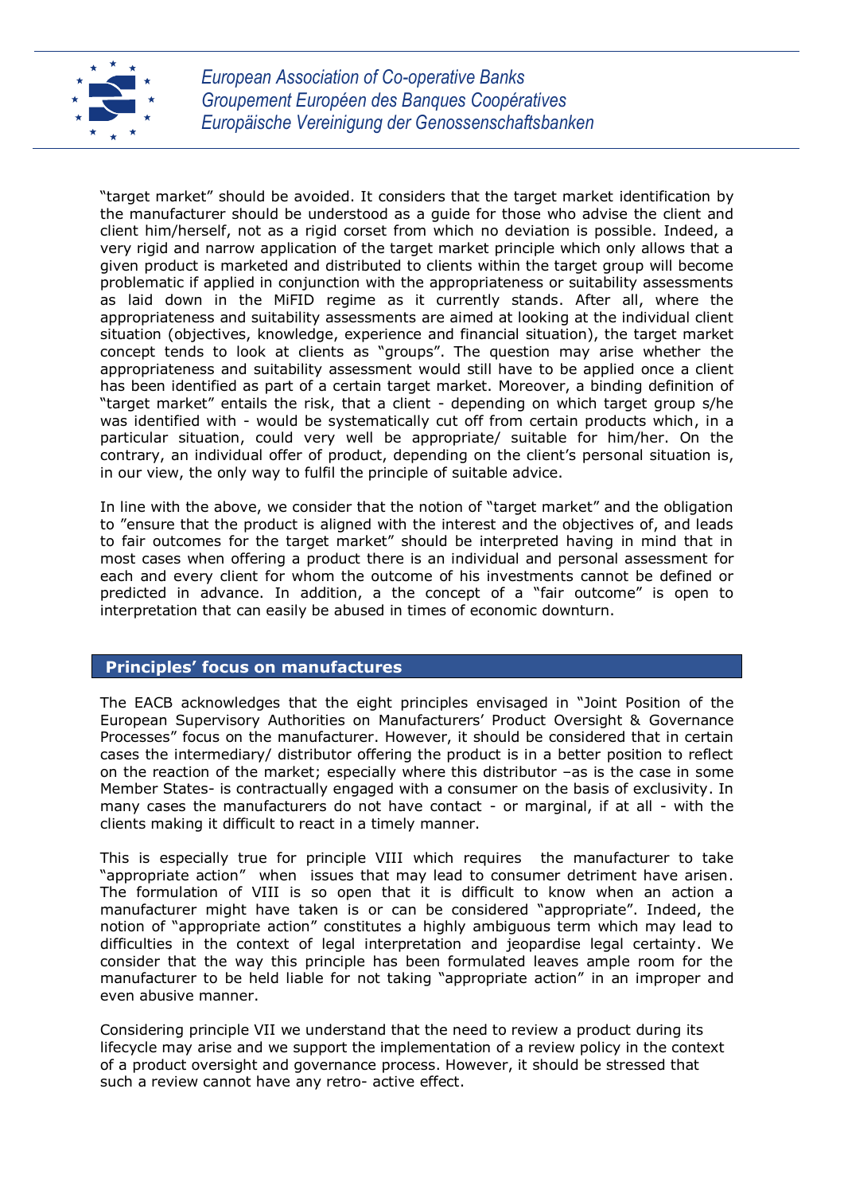"target market" should be avoided. It considers that the target market identification by the manufacturer should be understood as a guide for those who advise the client and client him/herself, not as a rigid corset from which no deviation is possible. Indeed, a very rigid and narrow application of the target market principle which only allows that a given product is marketed and distributed to clients within the target group will become problematic if applied in conjunction with the appropriateness or suitability assessments as laid down in the MiFID regime as it currently stands. After all, where the appropriateness and suitability assessments are aimed at looking at the individual client situation (objectives, knowledge, experience and financial situation), the target market concept tends to look at clients as "groups". The question may arise whether the appropriateness and suitability assessment would still have to be applied once a client has been identified as part of a certain target market. Moreover, a binding definition of "target market" entails the risk, that a client - depending on which target group s/he was identified with - would be systematically cut off from certain products which, in a particular situation, could very well be appropriate/ suitable for him/her. On the contrary, an individual offer of product, depending on the client's personal situation is, in our view, the only way to fulfil the principle of suitable advice.

In line with the above, we consider that the notion of "target market" and the obligation to "ensure that the product is aligned with the interest and the objectives of, and leads to fair outcomes for the target market" should be interpreted having in mind that in most cases when offering a product there is an individual and personal assessment for each and every client for whom the outcome of his investments cannot be defined or predicted in advance. In addition, a the concept of a "fair outcome" is open to interpretation that can easily be abused in times of economic downturn.

## Principles' focus on manufactures

The EACB acknowledges that the eight principles envisaged in "Joint Position of the European Supervisory Authorities on Manufacturers' Product Oversight & Governance Processes" focus on the manufacturer. However, it should be considered that in certain cases the intermediary/ distributor offering the product is in a better position to reflect on the reaction of the market; especially where this distributor –as is the case in some Member States- is contractually engaged with a consumer on the basis of exclusivity. In many cases the manufacturers do not have contact - or marginal, if at all - with the clients making it difficult to react in a timely manner.

This is especially true for principle VIII which requires the manufacturer to take "appropriate action" when issues that may lead to consumer detriment have arisen. The formulation of VIII is so open that it is difficult to know when an action a manufacturer might have taken is or can be considered "appropriate". Indeed, the notion of "appropriate action" constitutes a highly ambiguous term which may lead to difficulties in the context of legal interpretation and jeopardise legal certainty. We consider that the way this principle has been formulated leaves ample room for the manufacturer to be held liable for not taking "appropriate action" in an improper and even abusive manner.

Considering principle VII we understand that the need to review a product during its lifecycle may arise and we support the implementation of a review policy in the context of a product oversight and governance process. However, it should be stressed that such a review cannot have any retro- active effect.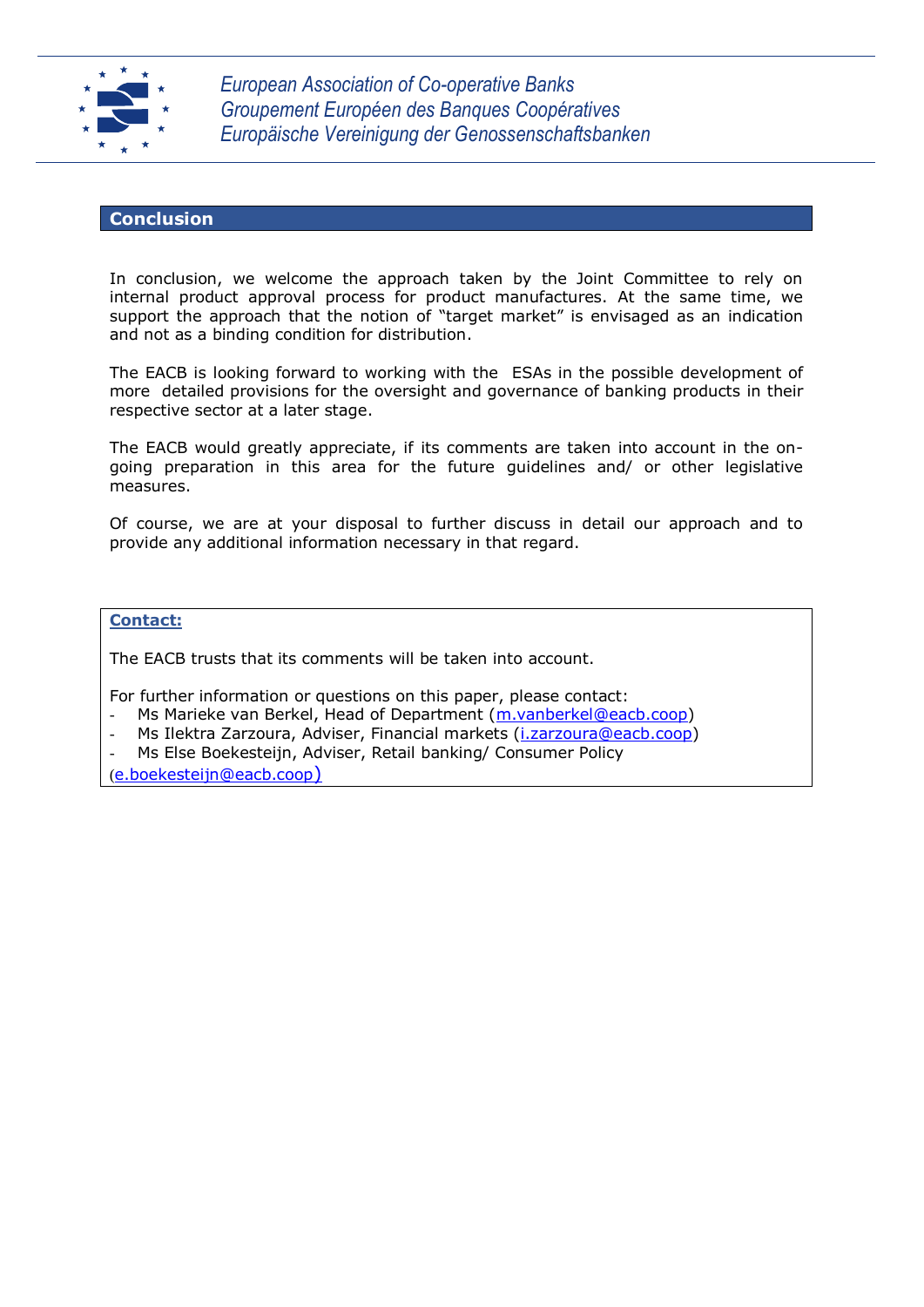## Conclusion

In conclusion, we welcome the approach taken by the Joint Committee to rely on internal product approval process for product manufactures. At the same time, we support the approach that the notion of “target market” is envisaged as an indication and not as a binding condition for distribution.

The EACB is looking forward to working with the ESAs in the possible development of more detailed provisions for the oversight and governance of banking products in their respective sector at a later stage.

The EACB would greatly appreciate, if its comments are taken into account in the on-going preparation in this area for the future guidelines and/ or other legislative measures.

Of course, we are at your disposal to further discuss in detail our approach and to provide any additional information necessary in that regard.

**Contact:**

The EACB trusts that its comments will be taken into account.

For further information or questions on this paper, please contact:

- Ms Marieke van Berkel, Head of Department (m.vanberkel@eacb.coop)
- Ms Ilektra Zarzoura, Adviser, Financial markets (i.zarzoura@eacb.coop)
- Ms Else Boekesteijn, Adviser, Retail banking/ Consumer Policy (e.boekesteijn@eacb.coop)